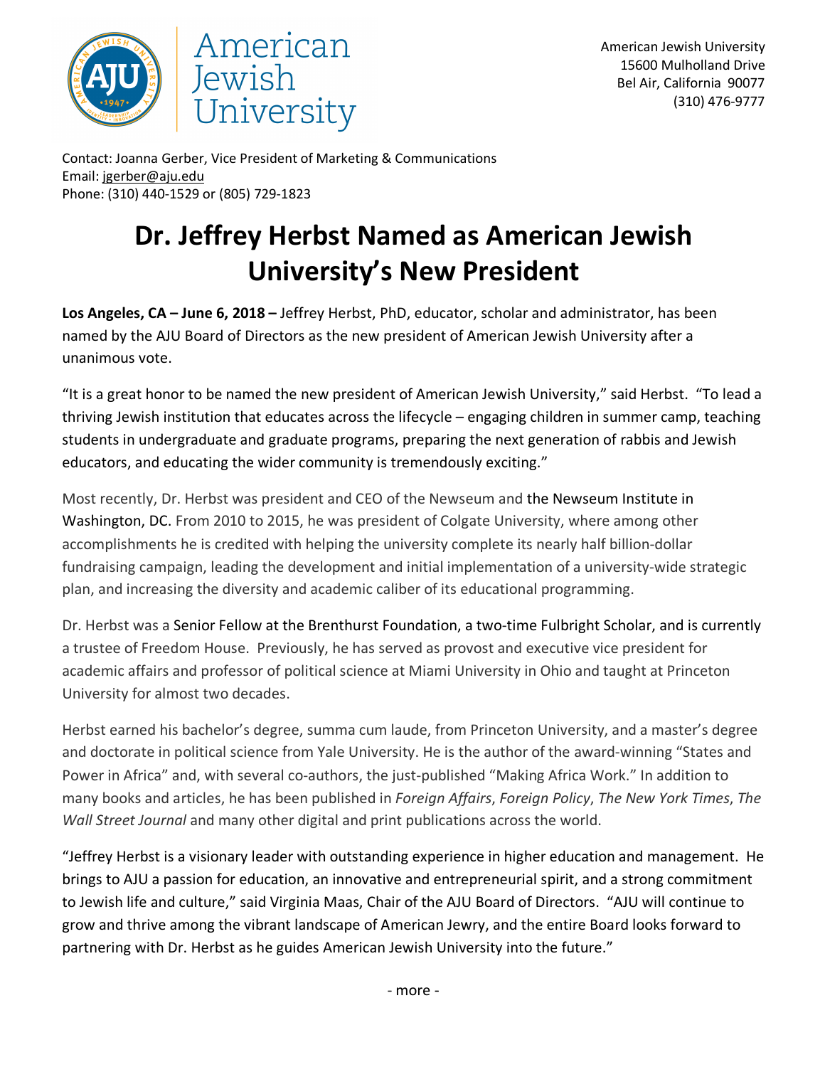American Jewish University

American Jewish University
15600 Mulholland Drive
Bel Air, California 90077
(310) 476-9777

Contact: Joanna Gerber, Vice President of Marketing & Communications
Email: jgerber@aju.edu
Phone: (310) 440-1529 or (805) 729-1823

# Dr. Jeffrey Herbst Named as American Jewish University's New President

**Los Angeles, CA – June 6, 2018 –** Jeffrey Herbst, PhD, educator, scholar and administrator, has been named by the AJU Board of Directors as the new president of American Jewish University after a unanimous vote.

"It is a great honor to be named the new president of American Jewish University," said Herbst. "To lead a thriving Jewish institution that educates across the lifecycle – engaging children in summer camp, teaching students in undergraduate and graduate programs, preparing the next generation of rabbis and Jewish educators, and educating the wider community is tremendously exciting."

Most recently, Dr. Herbst was president and CEO of the Newseum and the Newseum Institute in Washington, DC. From 2010 to 2015, he was president of Colgate University, where among other accomplishments he is credited with helping the university complete its nearly half billion-dollar fundraising campaign, leading the development and initial implementation of a university-wide strategic plan, and increasing the diversity and academic caliber of its educational programming.

Dr. Herbst was a Senior Fellow at the Brenthurst Foundation, a two-time Fulbright Scholar, and is currently a trustee of Freedom House. Previously, he has served as provost and executive vice president for academic affairs and professor of political science at Miami University in Ohio and taught at Princeton University for almost two decades.

Herbst earned his bachelor's degree, summa cum laude, from Princeton University, and a master's degree and doctorate in political science from Yale University. He is the author of the award-winning "States and Power in Africa" and, with several co-authors, the just-published "Making Africa Work." In addition to many books and articles, he has been published in *Foreign Affairs*, *Foreign Policy*, *The New York Times*, *The Wall Street Journal* and many other digital and print publications across the world.

"Jeffrey Herbst is a visionary leader with outstanding experience in higher education and management. He brings to AJU a passion for education, an innovative and entrepreneurial spirit, and a strong commitment to Jewish life and culture," said Virginia Maas, Chair of the AJU Board of Directors. "AJU will continue to grow and thrive among the vibrant landscape of American Jewry, and the entire Board looks forward to partnering with Dr. Herbst as he guides American Jewish University into the future."

- more -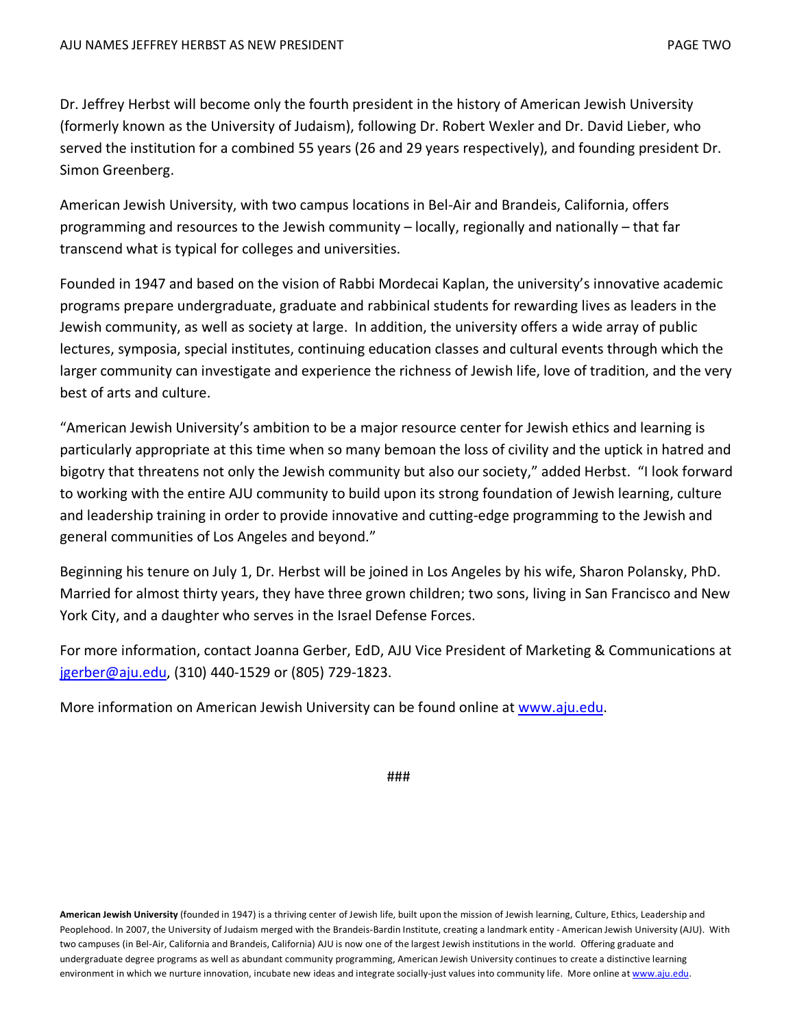Dr. Jeffrey Herbst will become only the fourth president in the history of American Jewish University (formerly known as the University of Judaism), following Dr. Robert Wexler and Dr. David Lieber, who served the institution for a combined 55 years (26 and 29 years respectively), and founding president Dr. Simon Greenberg.

American Jewish University, with two campus locations in Bel-Air and Brandeis, California, offers programming and resources to the Jewish community – locally, regionally and nationally – that far transcend what is typical for colleges and universities.

Founded in 1947 and based on the vision of Rabbi Mordecai Kaplan, the university's innovative academic programs prepare undergraduate, graduate and rabbinical students for rewarding lives as leaders in the Jewish community, as well as society at large. In addition, the university offers a wide array of public lectures, symposia, special institutes, continuing education classes and cultural events through which the larger community can investigate and experience the richness of Jewish life, love of tradition, and the very best of arts and culture.

"American Jewish University's ambition to be a major resource center for Jewish ethics and learning is particularly appropriate at this time when so many bemoan the loss of civility and the uptick in hatred and bigotry that threatens not only the Jewish community but also our society," added Herbst. "I look forward to working with the entire AJU community to build upon its strong foundation of Jewish learning, culture and leadership training in order to provide innovative and cutting-edge programming to the Jewish and general communities of Los Angeles and beyond."

Beginning his tenure on July 1, Dr. Herbst will be joined in Los Angeles by his wife, Sharon Polansky, PhD. Married for almost thirty years, they have three grown children; two sons, living in San Francisco and New York City, and a daughter who serves in the Israel Defense Forces.

For more information, contact Joanna Gerber, EdD, AJU Vice President of Marketing & Communications at jgerber@aju.edu, (310) 440-1529 or (805) 729-1823.

More information on American Jewish University can be found online at www.aju.edu.

###

**American Jewish University** (founded in 1947) is a thriving center of Jewish life, built upon the mission of Jewish learning, Culture, Ethics, Leadership and Peoplehood. In 2007, the University of Judaism merged with the Brandeis-Bardin Institute, creating a landmark entity - American Jewish University (AJU). With two campuses (in Bel-Air, California and Brandeis, California) AJU is now one of the largest Jewish institutions in the world. Offering graduate and undergraduate degree programs as well as abundant community programming, American Jewish University continues to create a distinctive learning environment in which we nurture innovation, incubate new ideas and integrate socially-just values into community life. More online at www.aju.edu.